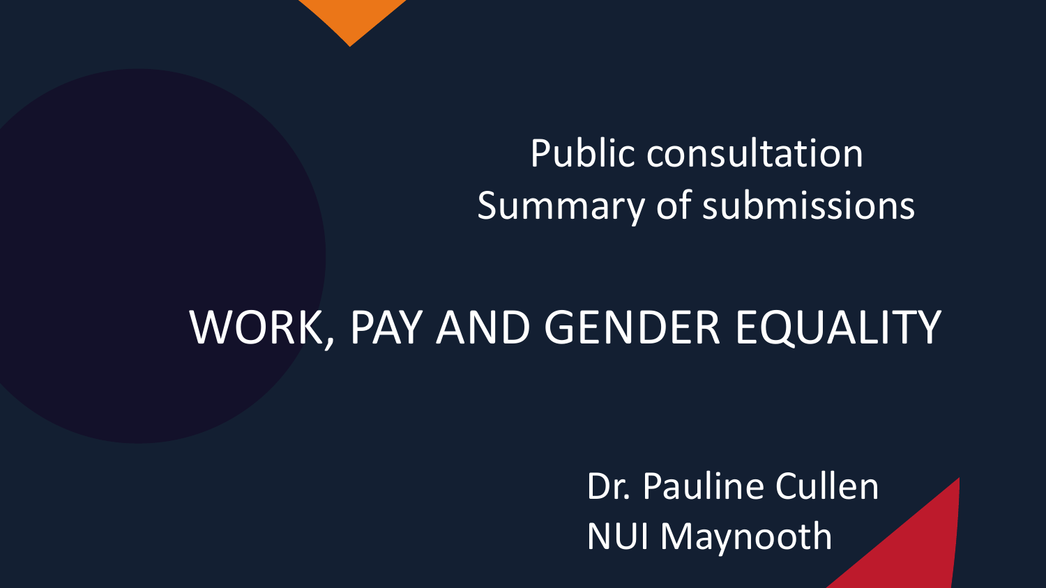Public consultation
Summary of submissions

# WORK, PAY AND GENDER EQUALITY

Dr. Pauline Cullen
NUI Maynooth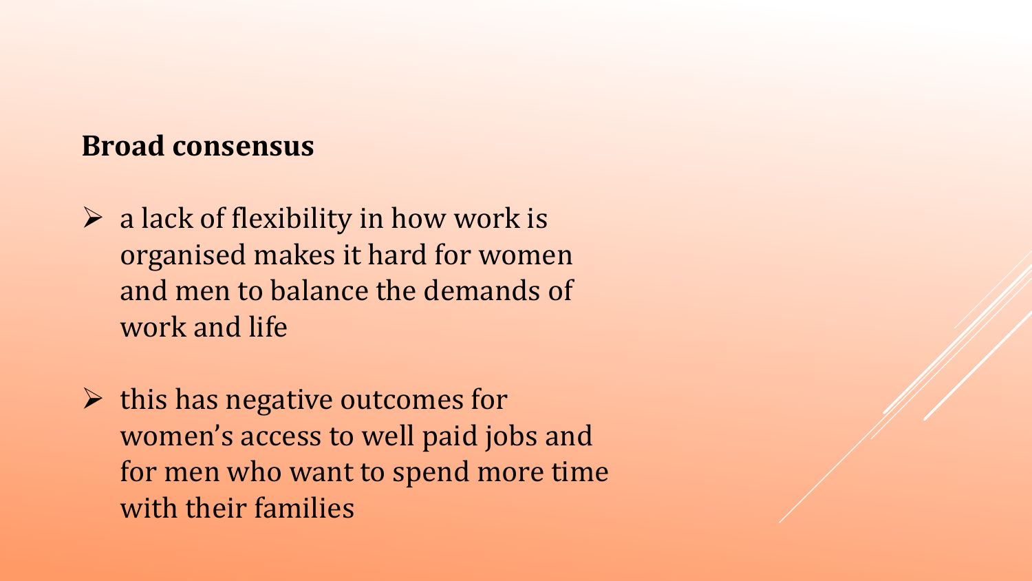**Broad consensus**

- a lack of flexibility in how work is organised makes it hard for women and men to balance the demands of work and life
- this has negative outcomes for women's access to well paid jobs and for men who want to spend more time with their families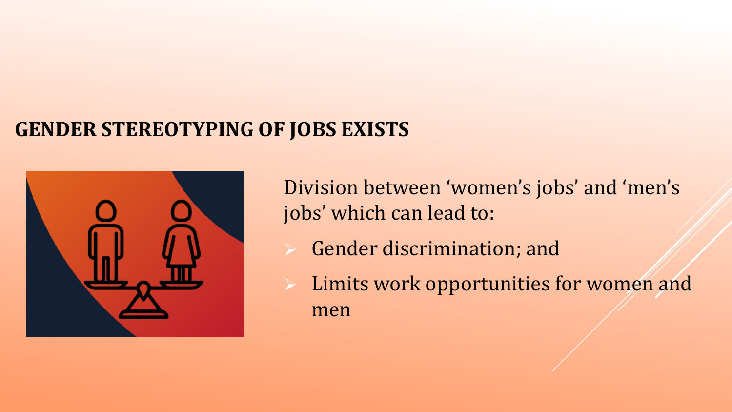## GENDER STEREOTYPING OF JOBS EXISTS

Division between ‘women’s jobs’ and ‘men’s jobs’ which can lead to:

- Gender discrimination; and
- Limits work opportunities for women and men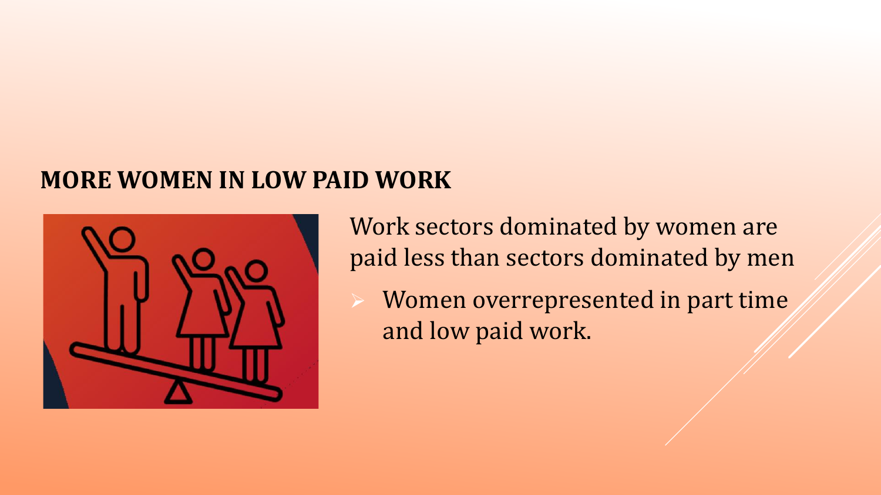## MORE WOMEN IN LOW PAID WORK

Work sectors dominated by women are paid less than sectors dominated by men

- Women overrepresented in part time and low paid work.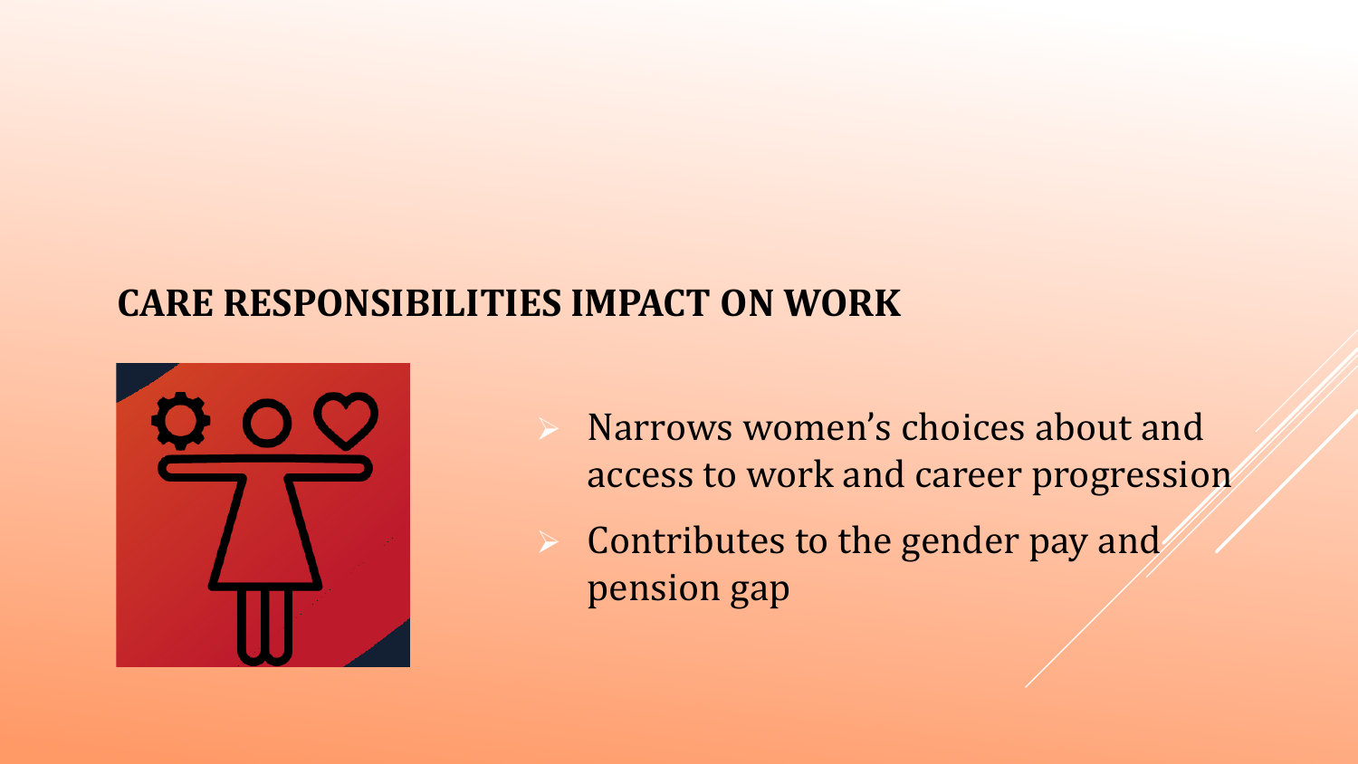## CARE RESPONSIBILITIES IMPACT ON WORK

- Narrows women's choices about and access to work and career progression
- Contributes to the gender pay and pension gap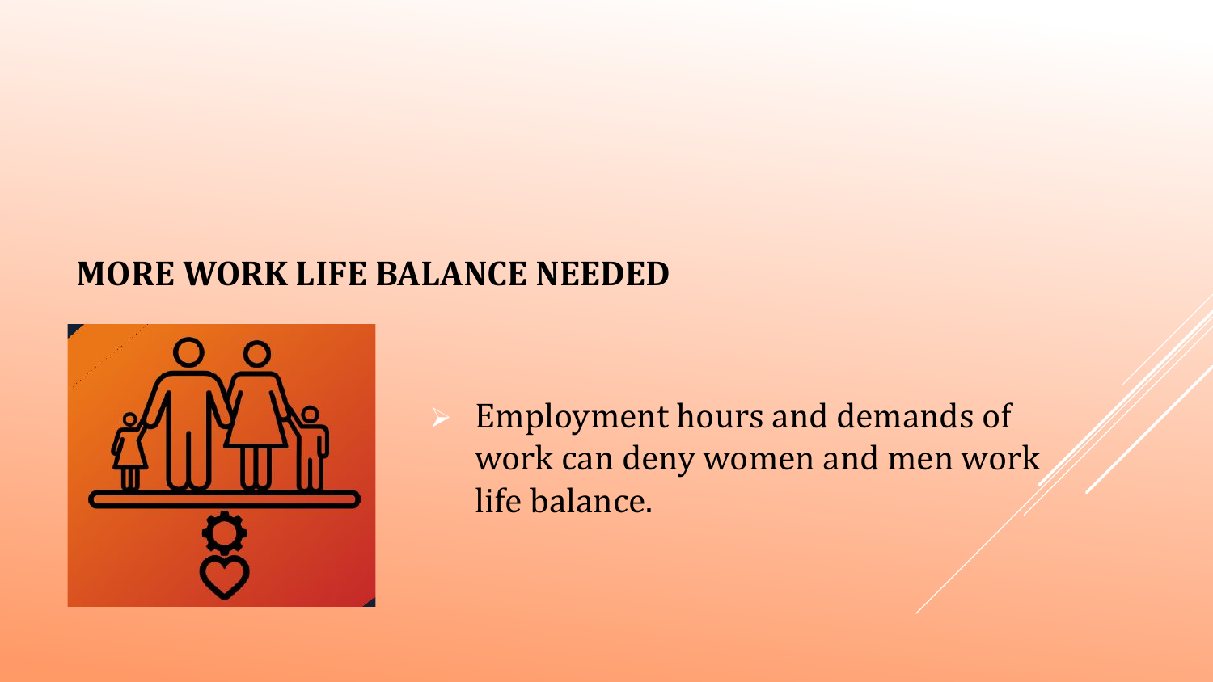## MORE WORK LIFE BALANCE NEEDED

- Employment hours and demands of work can deny women and men work life balance.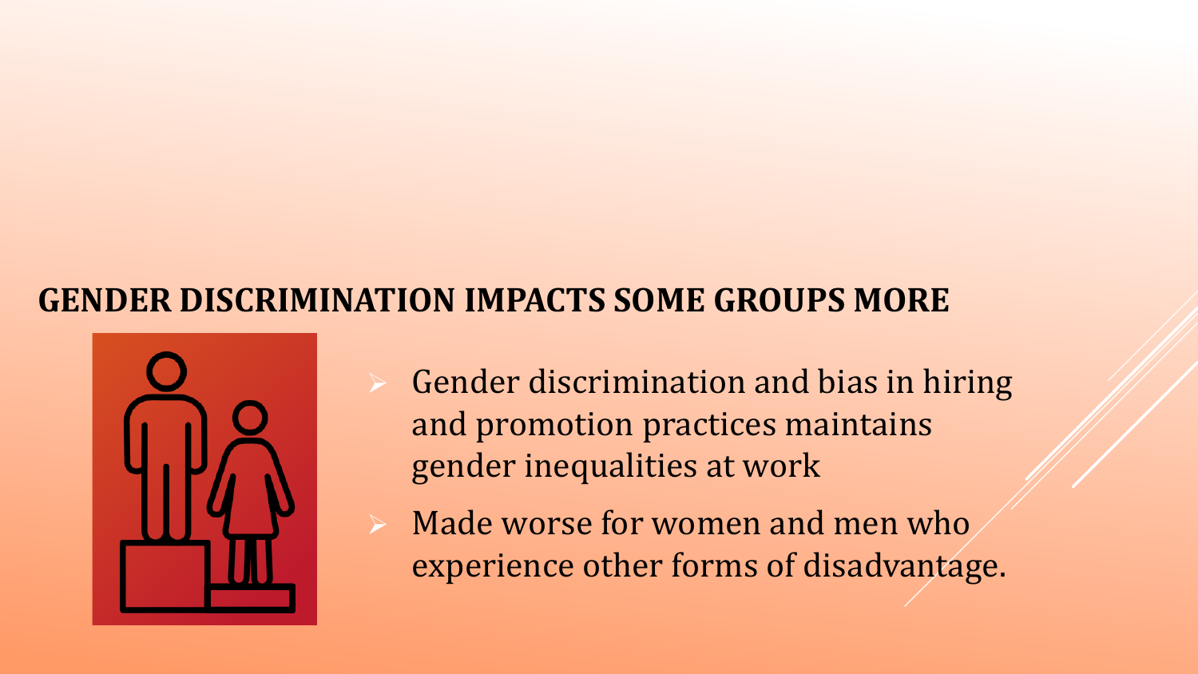## GENDER DISCRIMINATION IMPACTS SOME GROUPS MORE

- Gender discrimination and bias in hiring and promotion practices maintains gender inequalities at work
- Made worse for women and men who experience other forms of disadvantage.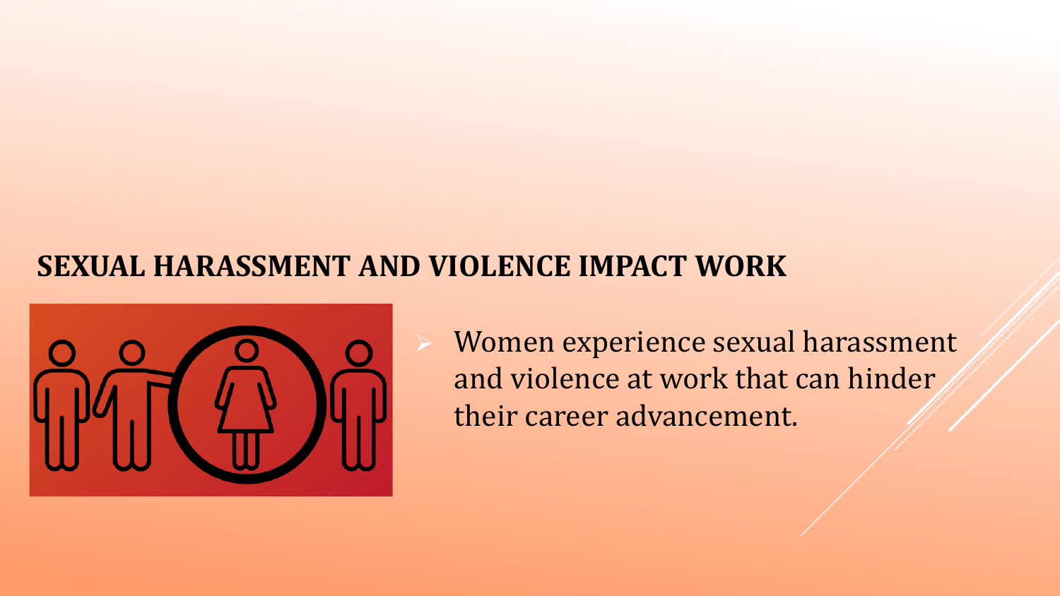## SEXUAL HARASSMENT AND VIOLENCE IMPACT WORK

- Women experience sexual harassment and violence at work that can hinder their career advancement.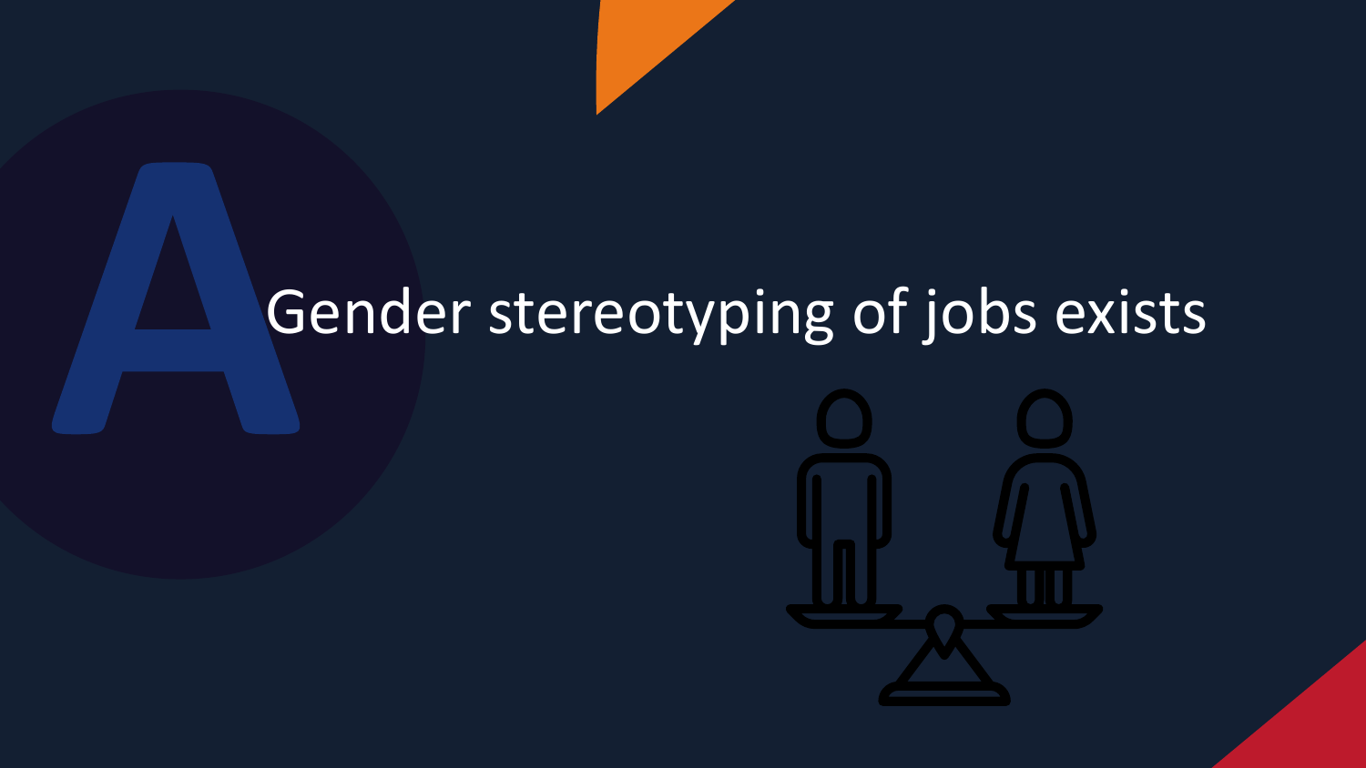A

# Gender stereotyping of jobs exists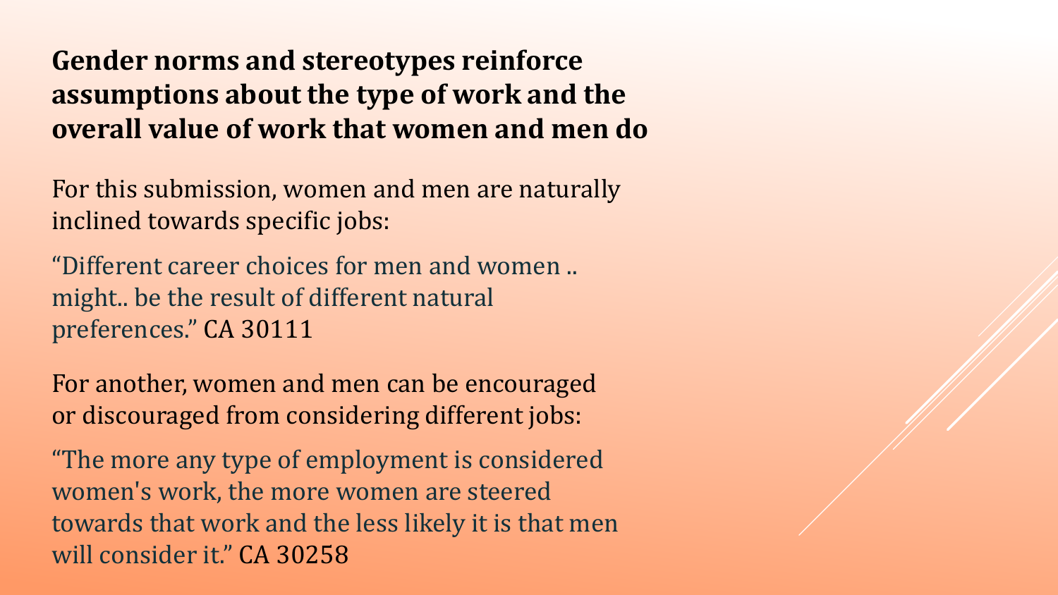## Gender norms and stereotypes reinforce assumptions about the type of work and the overall value of work that women and men do

For this submission, women and men are naturally inclined towards specific jobs:

"Different career choices for men and women .. might.. be the result of different natural preferences." CA 30111

For another, women and men can be encouraged or discouraged from considering different jobs:

"The more any type of employment is considered women's work, the more women are steered towards that work and the less likely it is that men will consider it." CA 30258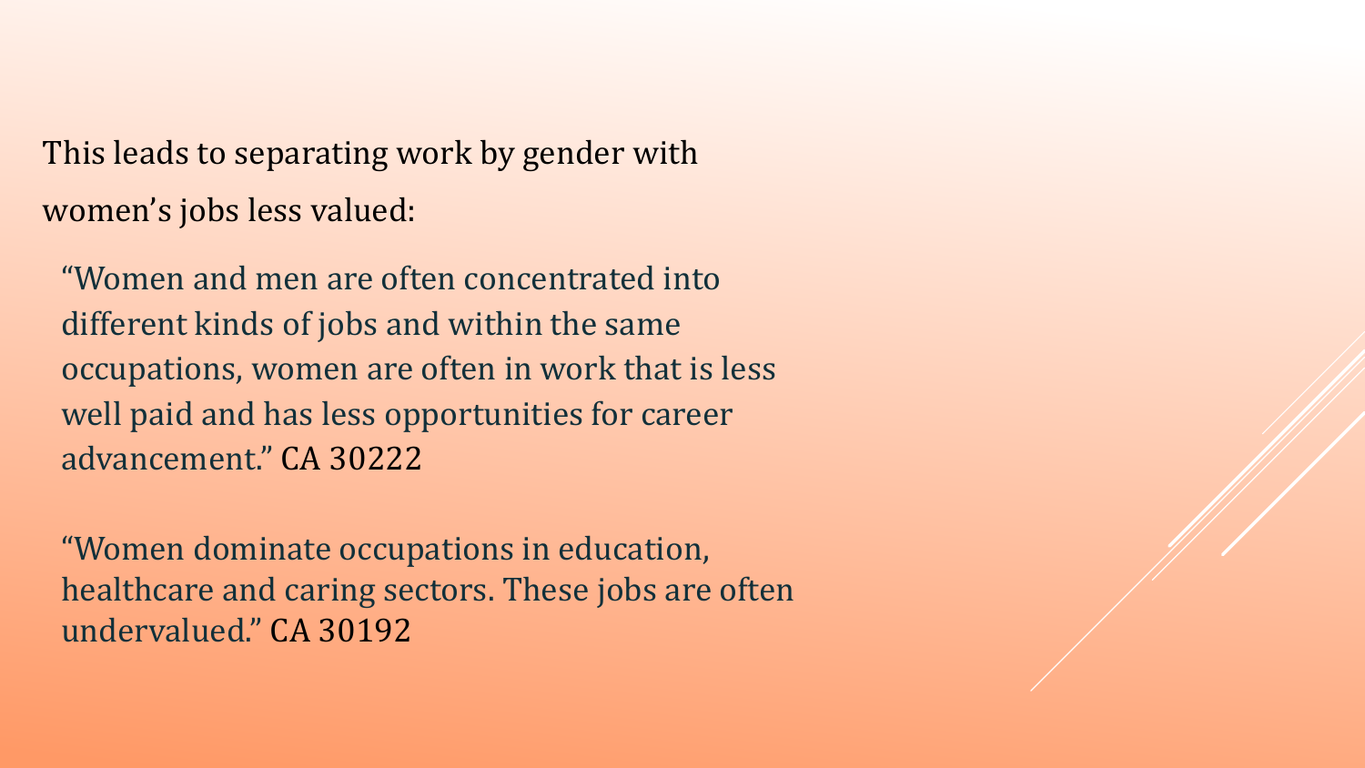This leads to separating work by gender with women's jobs less valued:

> "Women and men are often concentrated into different kinds of jobs and within the same occupations, women are often in work that is less well paid and has less opportunities for career advancement." CA 30222

> "Women dominate occupations in education, healthcare and caring sectors. These jobs are often undervalued." CA 30192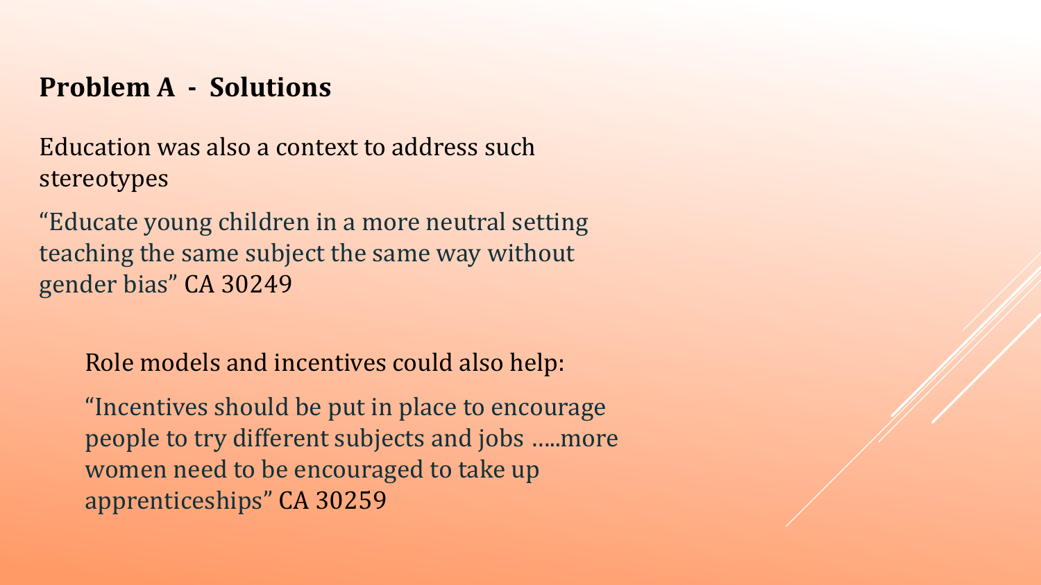## Problem A - Solutions

Education was also a context to address such stereotypes

"Educate young children in a more neutral setting teaching the same subject the same way without gender bias" CA 30249

Role models and incentives could also help:

"Incentives should be put in place to encourage people to try different subjects and jobs …..more women need to be encouraged to take up apprenticeships" CA 30259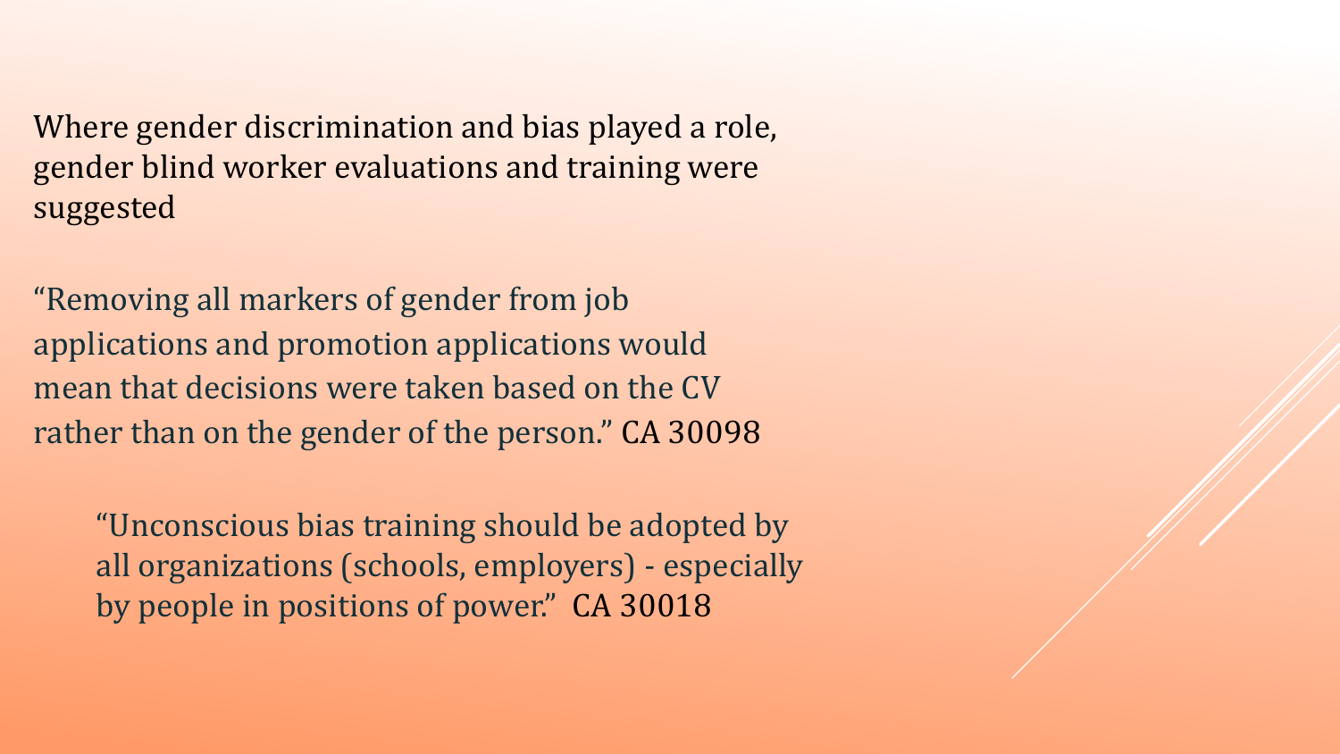Where gender discrimination and bias played a role, gender blind worker evaluations and training were suggested

"Removing all markers of gender from job applications and promotion applications would mean that decisions were taken based on the CV rather than on the gender of the person." CA 30098

> "Unconscious bias training should be adopted by all organizations (schools, employers) - especially by people in positions of power." CA 30018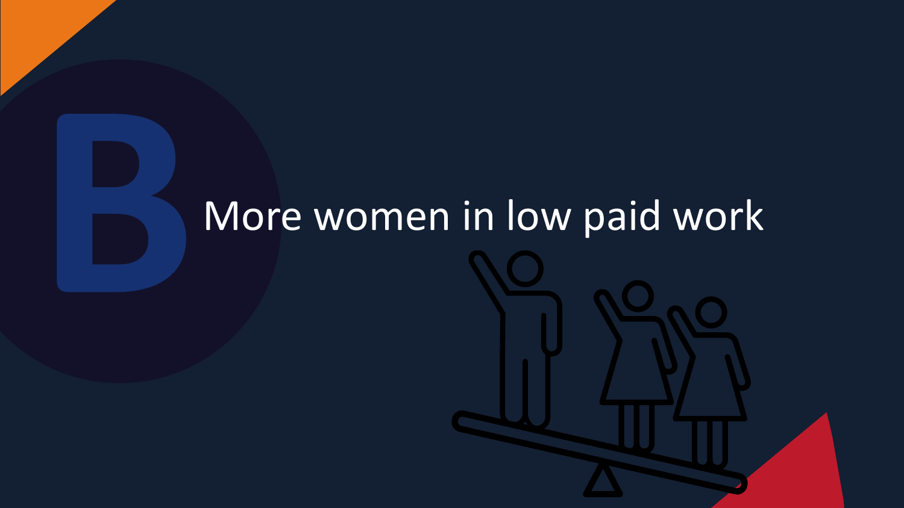# B More women in low paid work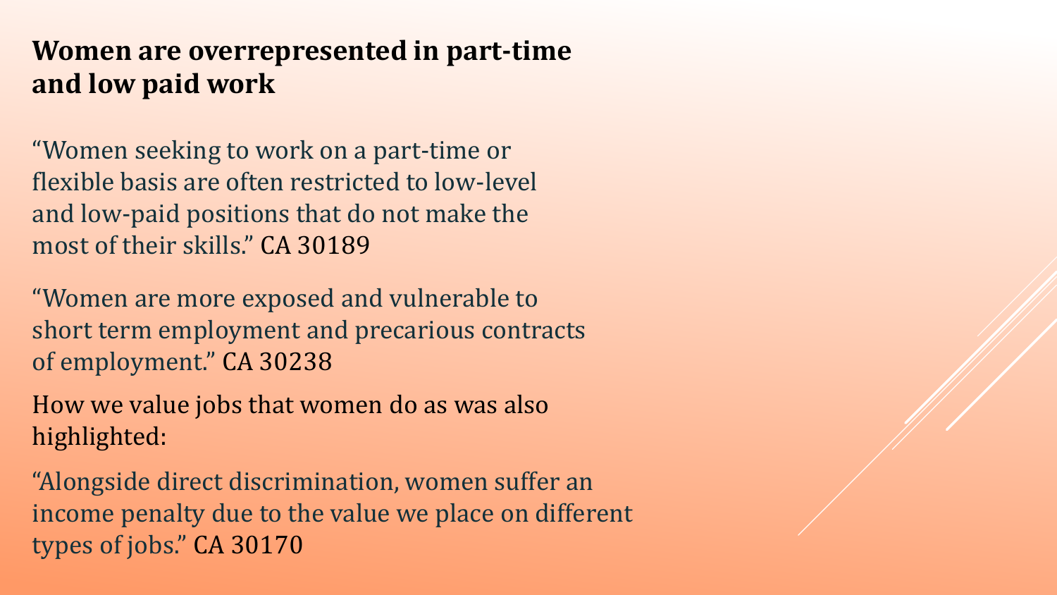## Women are overrepresented in part-time and low paid work

"Women seeking to work on a part-time or flexible basis are often restricted to low-level and low-paid positions that do not make the most of their skills." CA 30189

"Women are more exposed and vulnerable to short term employment and precarious contracts of employment." CA 30238

How we value jobs that women do as was also highlighted:

"Alongside direct discrimination, women suffer an income penalty due to the value we place on different types of jobs." CA 30170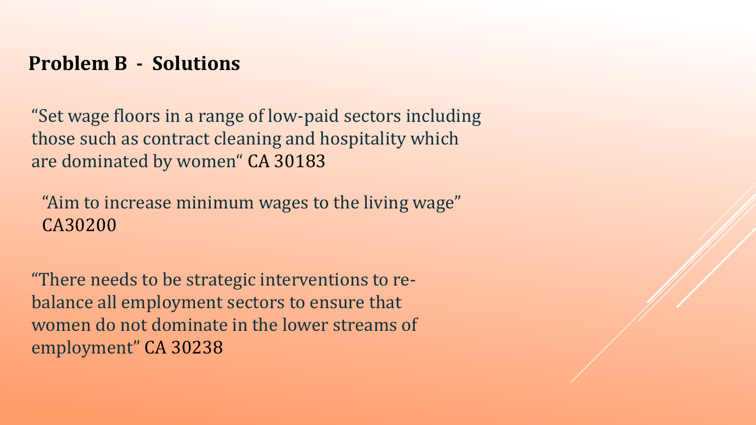## Problem B - Solutions

"Set wage floors in a range of low-paid sectors including those such as contract cleaning and hospitality which are dominated by women" CA 30183

"Aim to increase minimum wages to the living wage" CA30200

"There needs to be strategic interventions to re-balance all employment sectors to ensure that women do not dominate in the lower streams of employment" CA 30238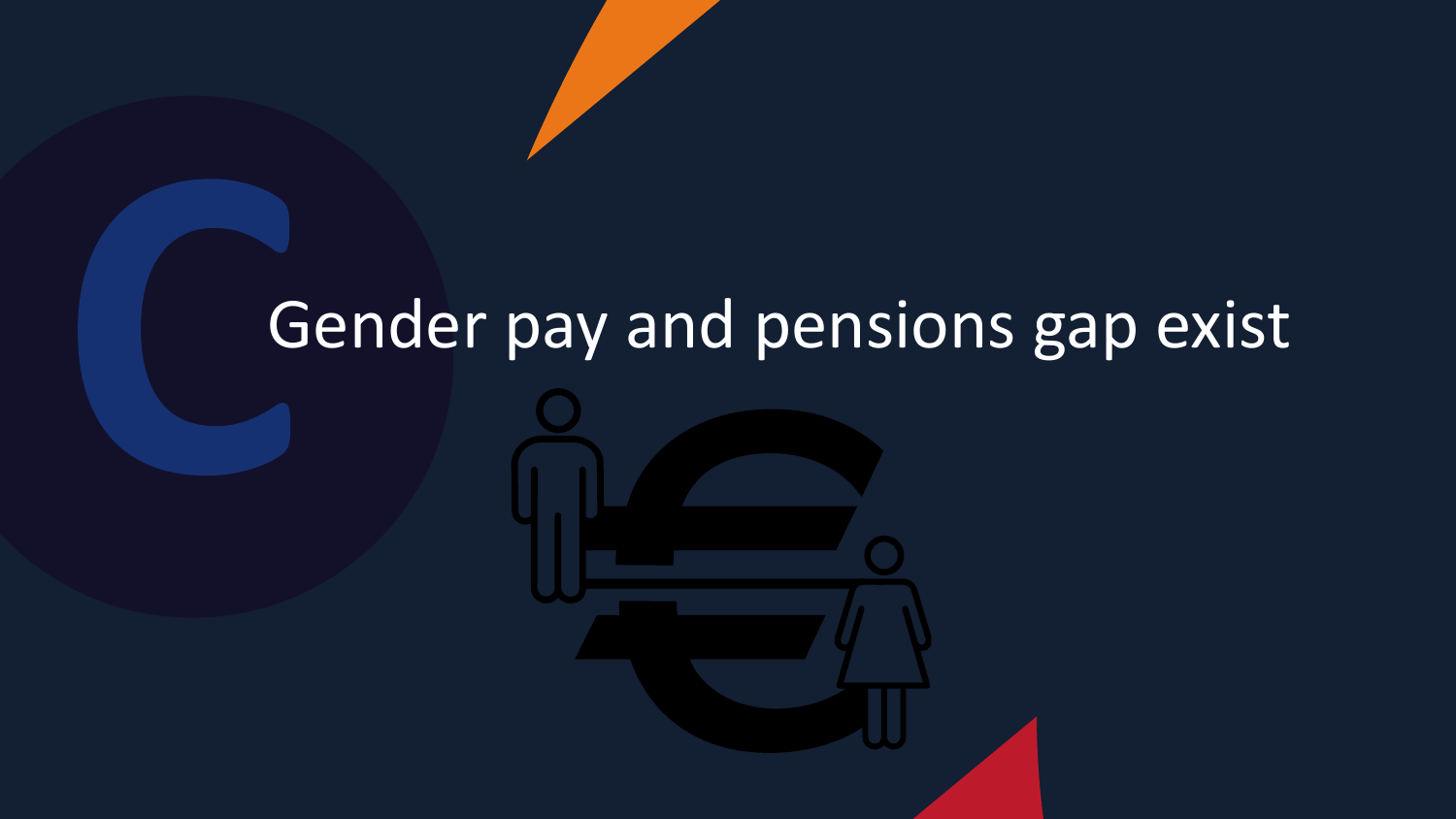# Gender pay and pensions gap exist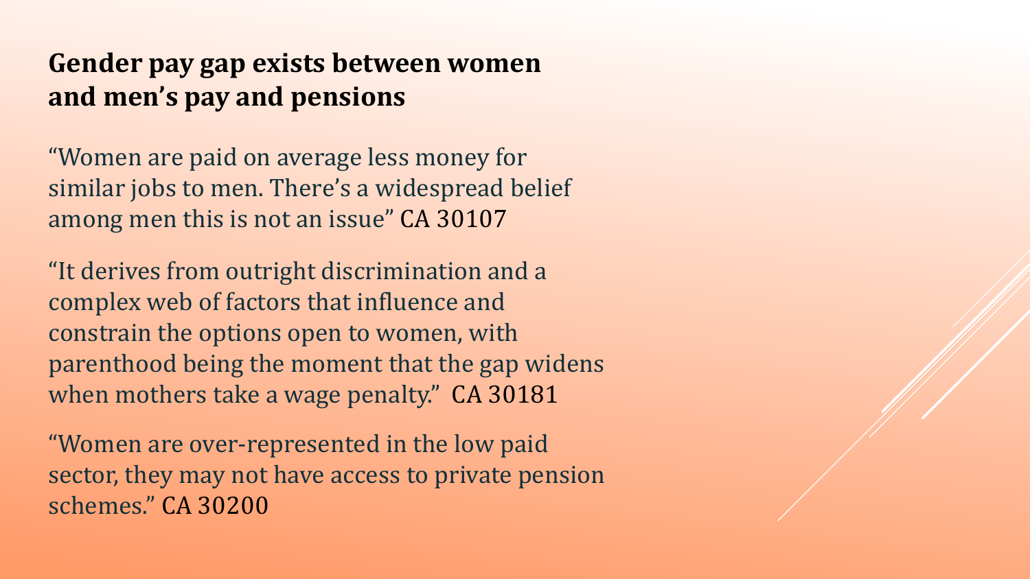## Gender pay gap exists between women and men's pay and pensions

"Women are paid on average less money for similar jobs to men. There's a widespread belief among men this is not an issue" CA 30107

"It derives from outright discrimination and a complex web of factors that influence and constrain the options open to women, with parenthood being the moment that the gap widens when mothers take a wage penalty." CA 30181

"Women are over-represented in the low paid sector, they may not have access to private pension schemes." CA 30200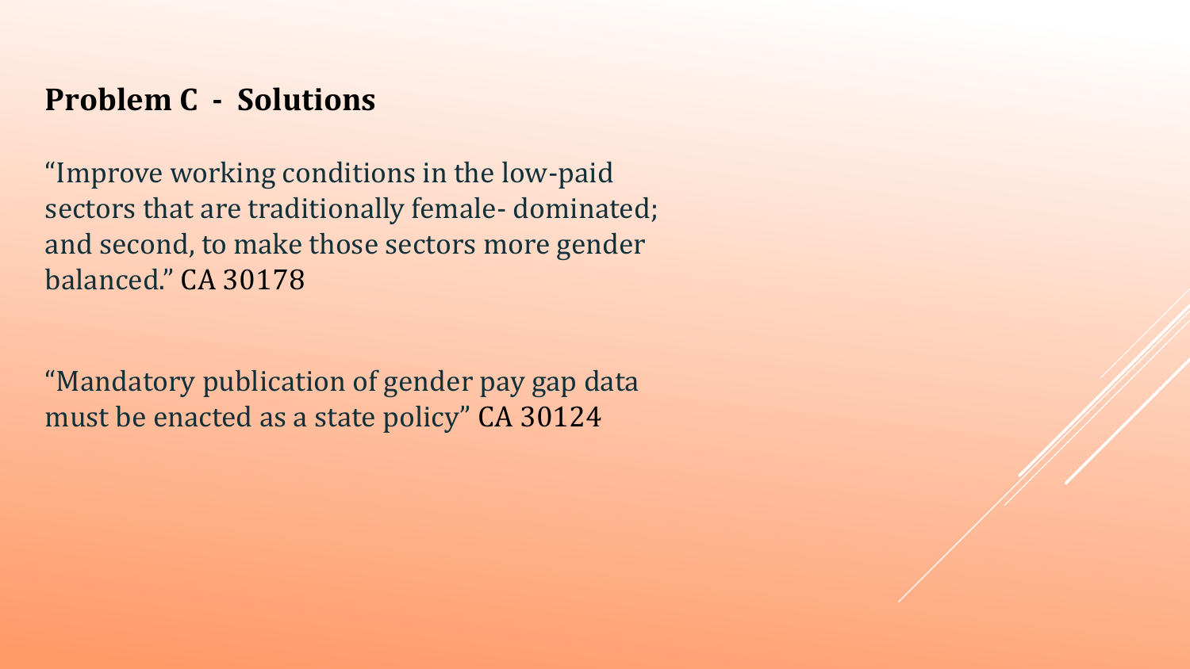## Problem C - Solutions

"Improve working conditions in the low-paid sectors that are traditionally female- dominated; and second, to make those sectors more gender balanced." CA 30178

"Mandatory publication of gender pay gap data must be enacted as a state policy" CA 30124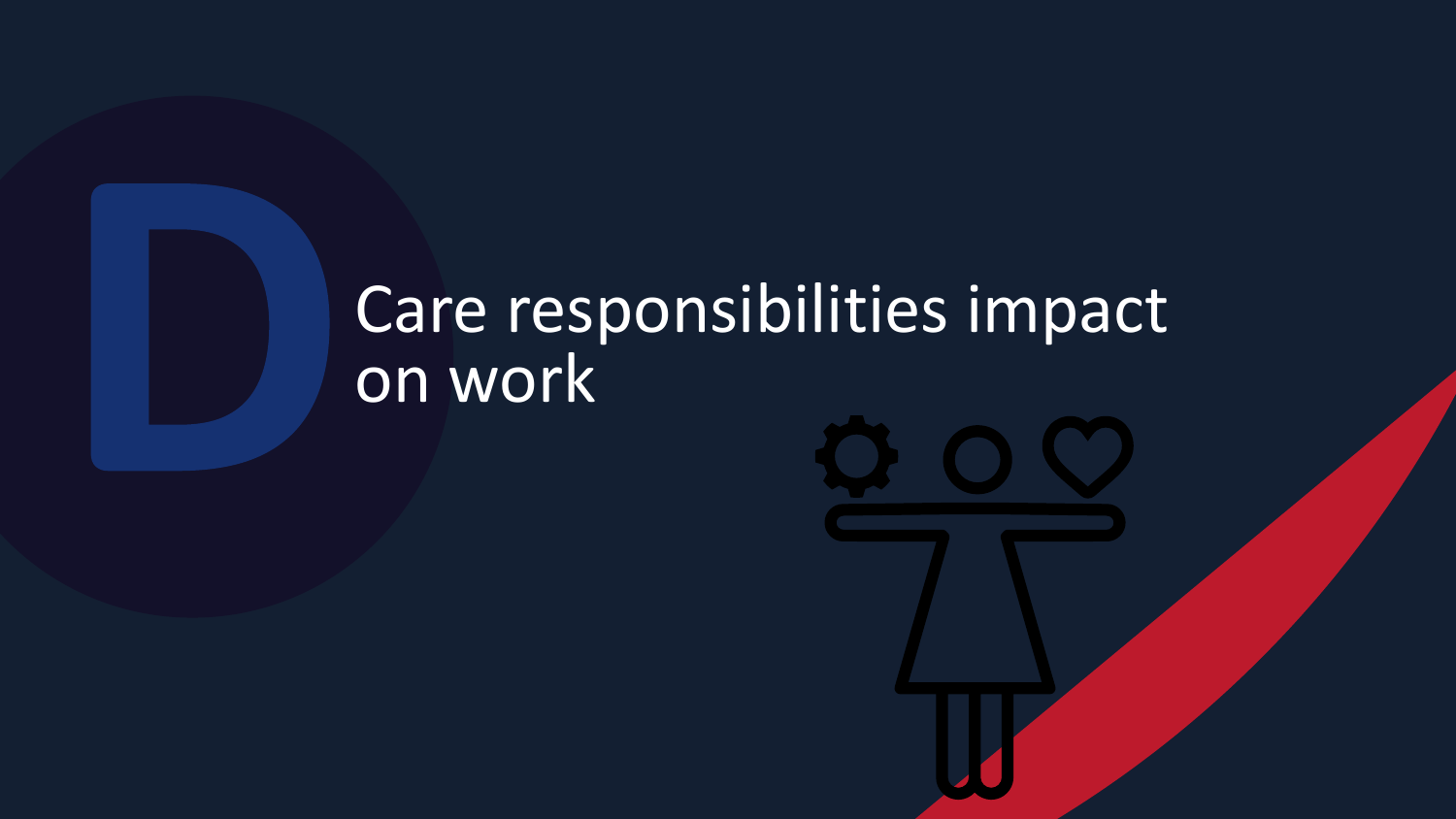# D

## Care responsibilities impact on work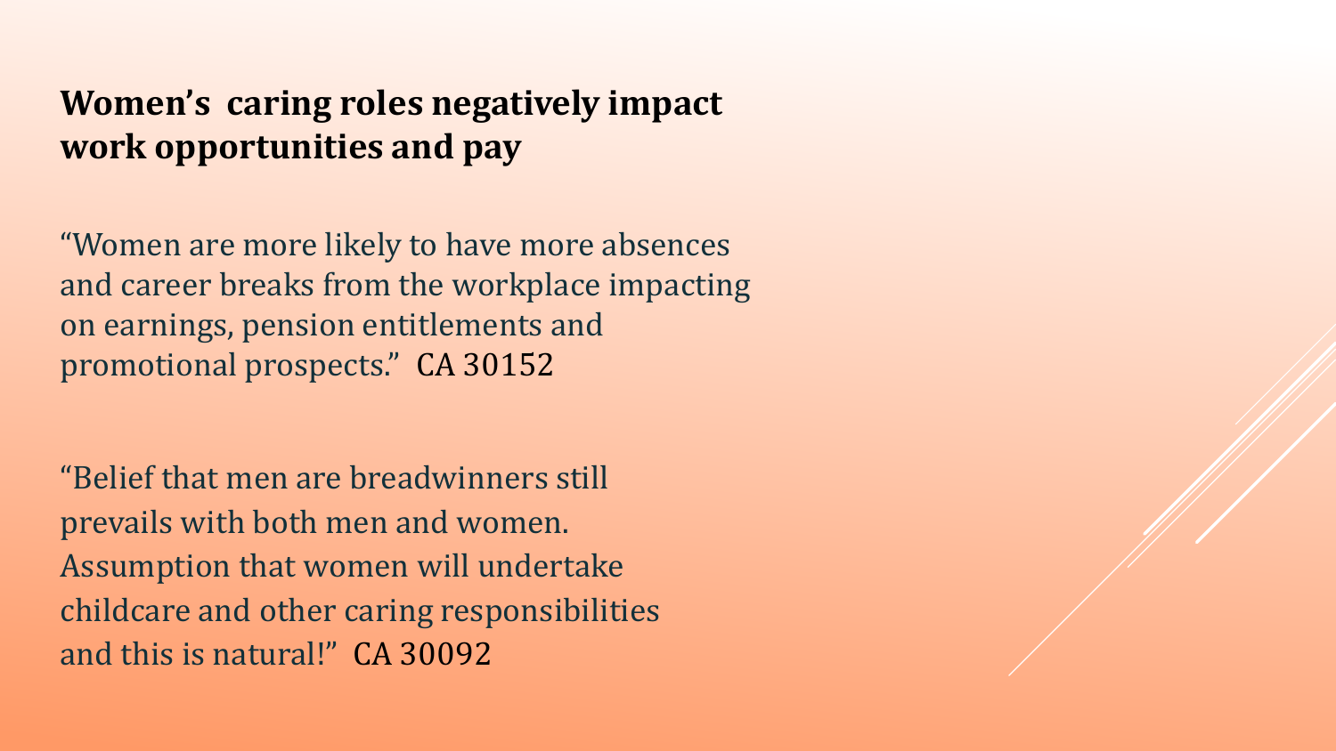## Women's caring roles negatively impact work opportunities and pay

"Women are more likely to have more absences and career breaks from the workplace impacting on earnings, pension entitlements and promotional prospects." CA 30152

"Belief that men are breadwinners still prevails with both men and women. Assumption that women will undertake childcare and other caring responsibilities and this is natural!" CA 30092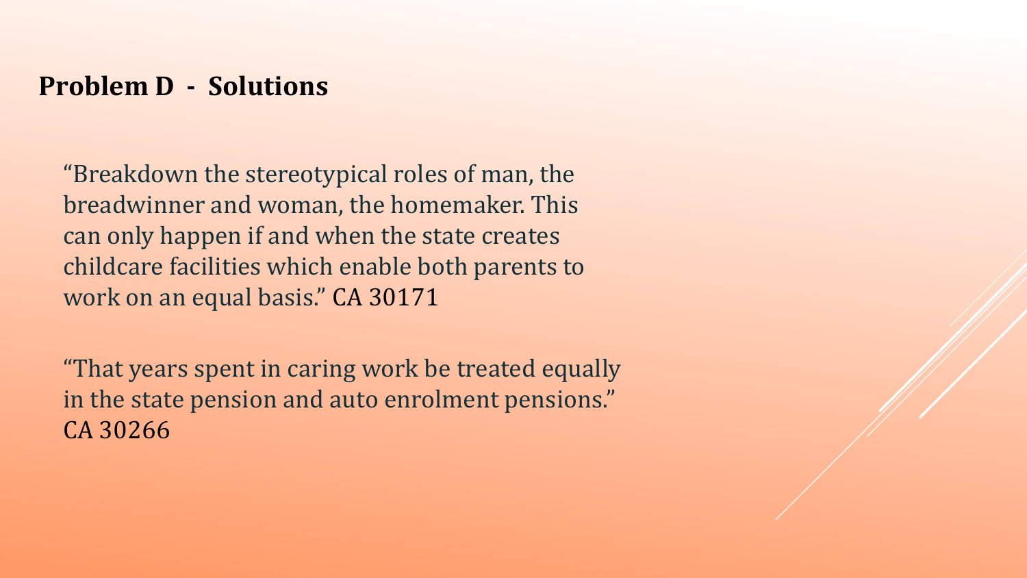## Problem D - Solutions

"Breakdown the stereotypical roles of man, the breadwinner and woman, the homemaker. This can only happen if and when the state creates childcare facilities which enable both parents to work on an equal basis." CA 30171

"That years spent in caring work be treated equally in the state pension and auto enrolment pensions." CA 30266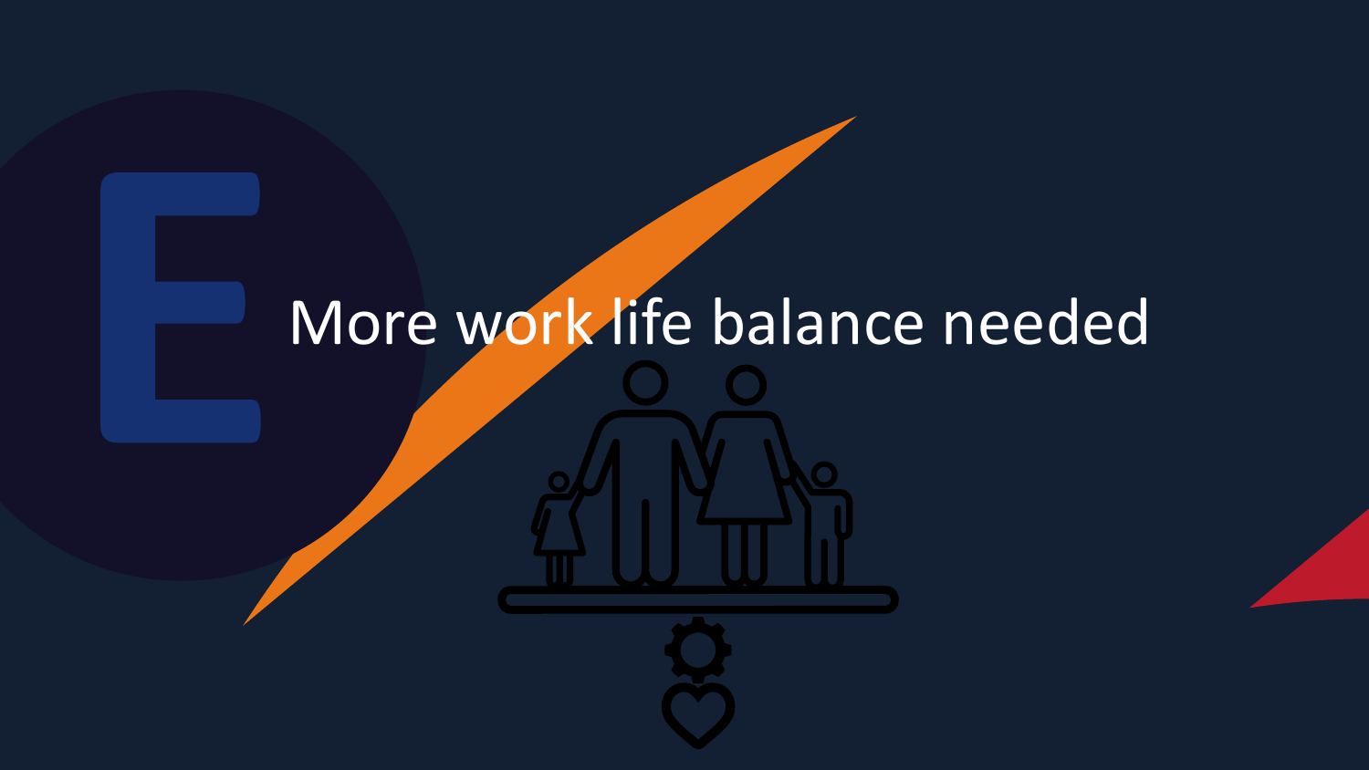# More work life balance needed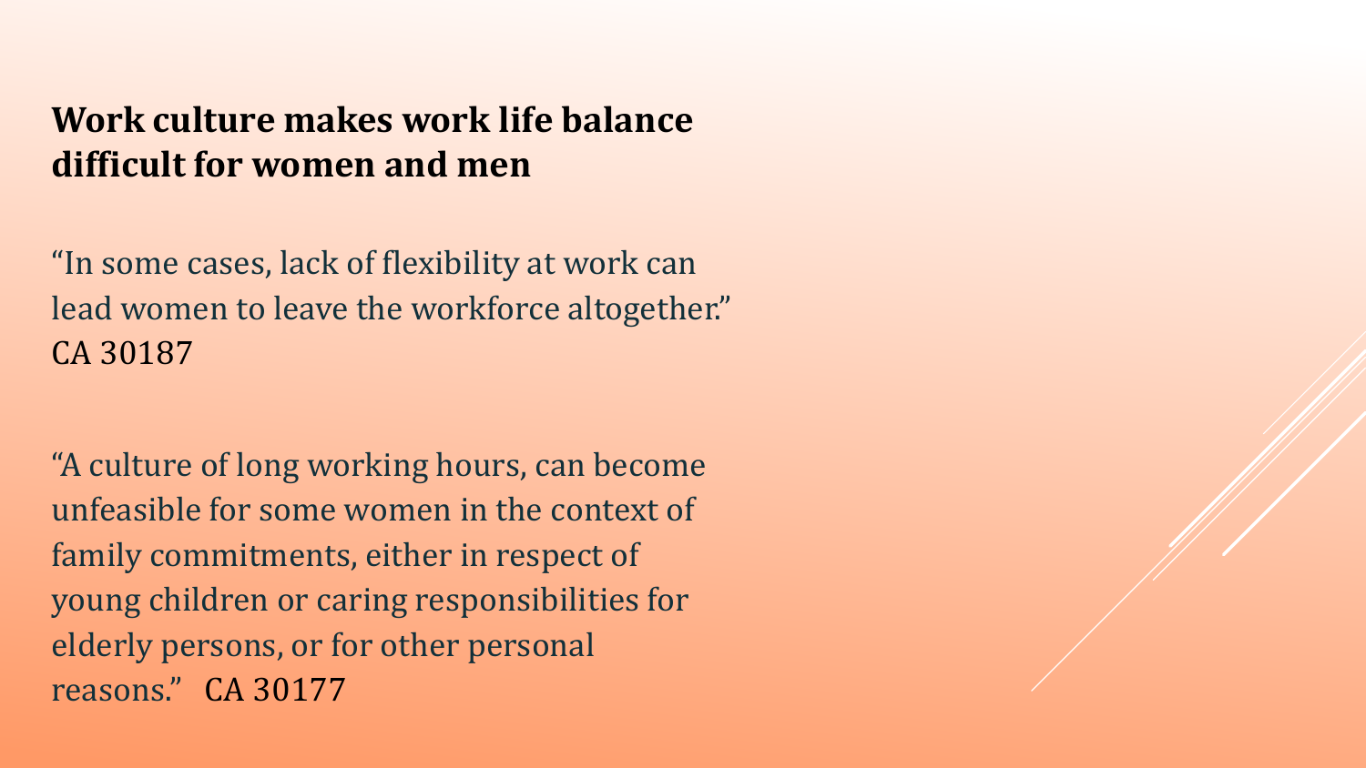## Work culture makes work life balance difficult for women and men

"In some cases, lack of flexibility at work can lead women to leave the workforce altogether." CA 30187

"A culture of long working hours, can become unfeasible for some women in the context of family commitments, either in respect of young children or caring responsibilities for elderly persons, or for other personal reasons." CA 30177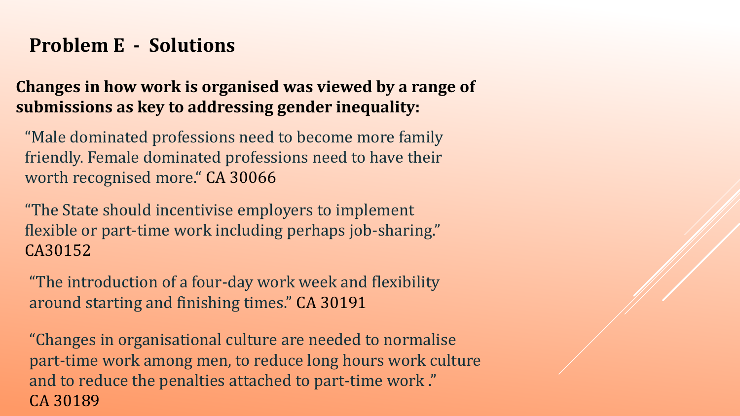## Problem E - Solutions

**Changes in how work is organised was viewed by a range of submissions as key to addressing gender inequality:**

"Male dominated professions need to become more family friendly. Female dominated professions need to have their worth recognised more." CA 30066

"The State should incentivise employers to implement flexible or part-time work including perhaps job-sharing." CA30152

"The introduction of a four-day work week and flexibility around starting and finishing times." CA 30191

"Changes in organisational culture are needed to normalise part-time work among men, to reduce long hours work culture and to reduce the penalties attached to part-time work ." CA 30189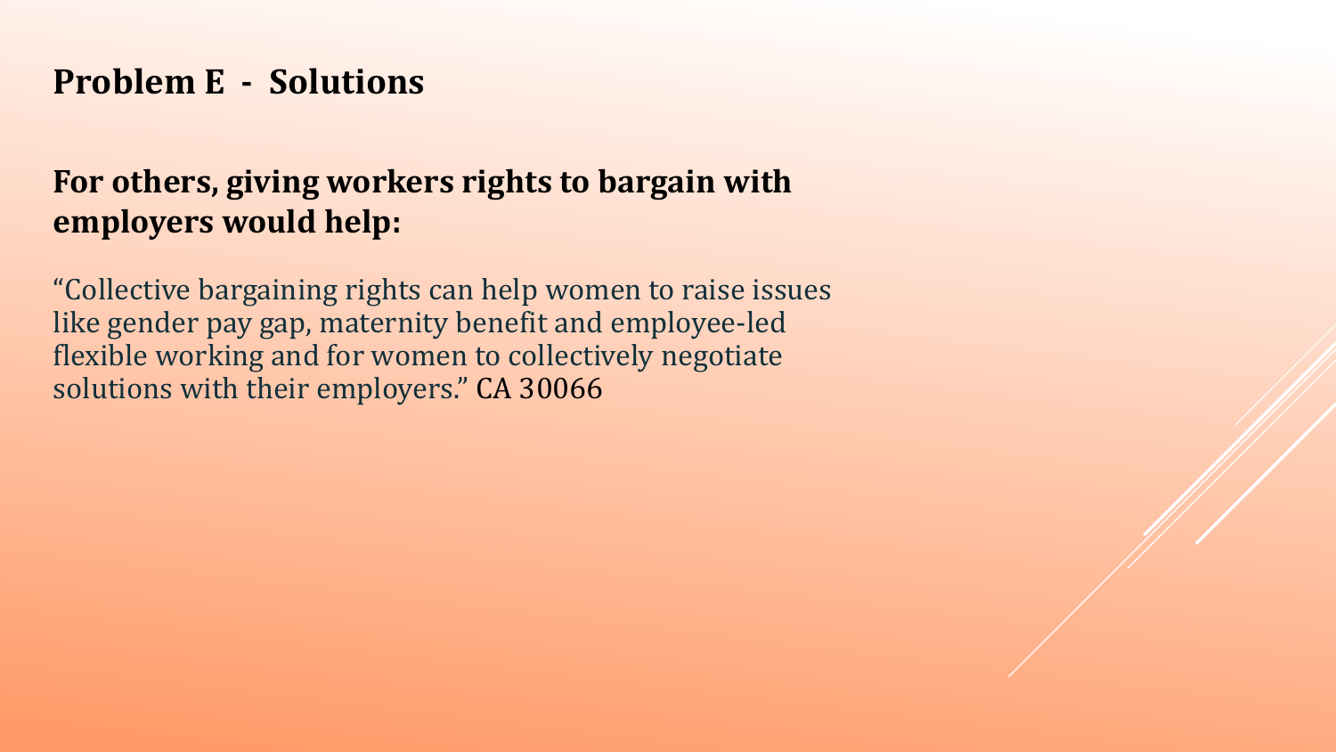## Problem E - Solutions

**For others, giving workers rights to bargain with employers would help:**

"Collective bargaining rights can help women to raise issues like gender pay gap, maternity benefit and employee-led flexible working and for women to collectively negotiate solutions with their employers." CA 30066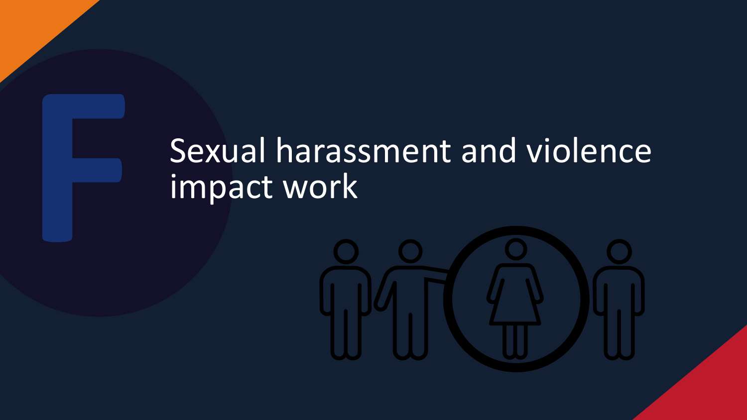# F

## Sexual harassment and violence impact work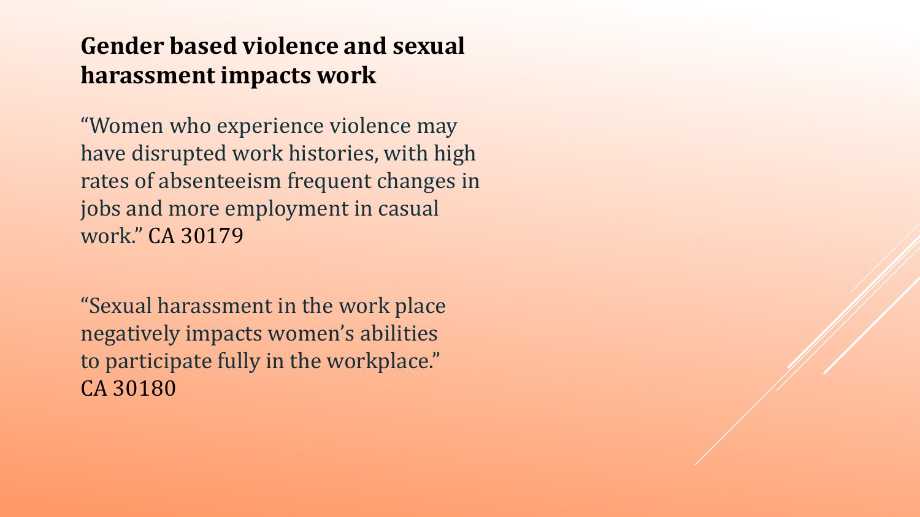## Gender based violence and sexual harassment impacts work

"Women who experience violence may have disrupted work histories, with high rates of absenteeism frequent changes in jobs and more employment in casual work." CA 30179

"Sexual harassment in the work place negatively impacts women's abilities to participate fully in the workplace." CA 30180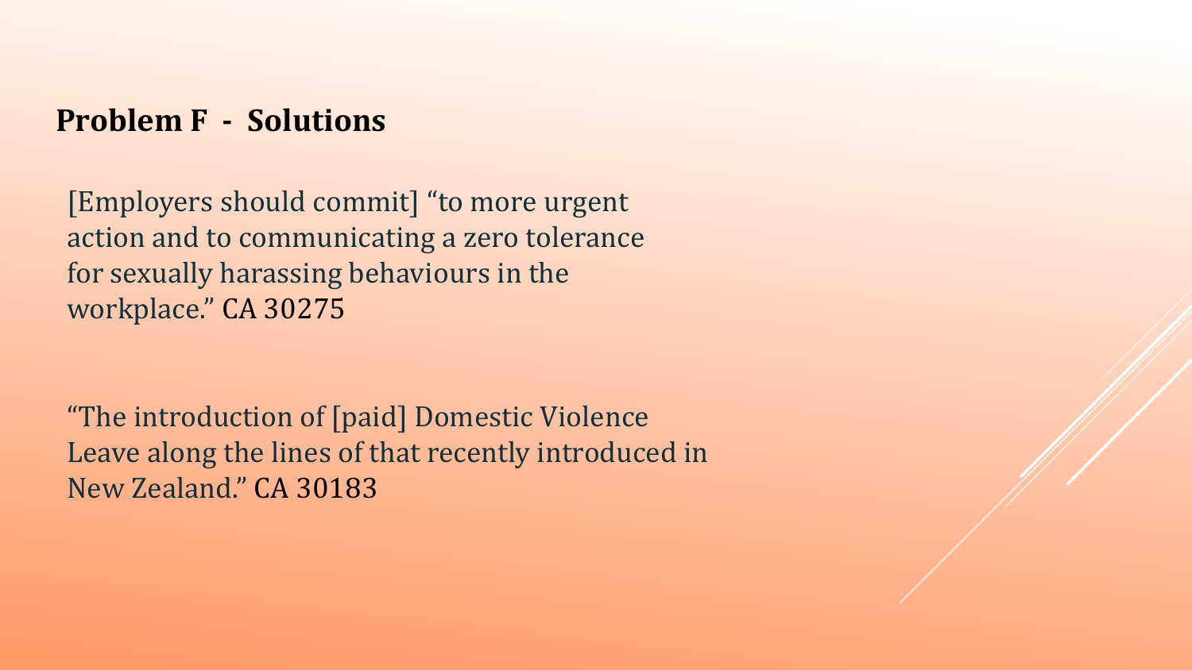## Problem F - Solutions

[Employers should commit] "to more urgent action and to communicating a zero tolerance for sexually harassing behaviours in the workplace." CA 30275

"The introduction of [paid] Domestic Violence Leave along the lines of that recently introduced in New Zealand." CA 30183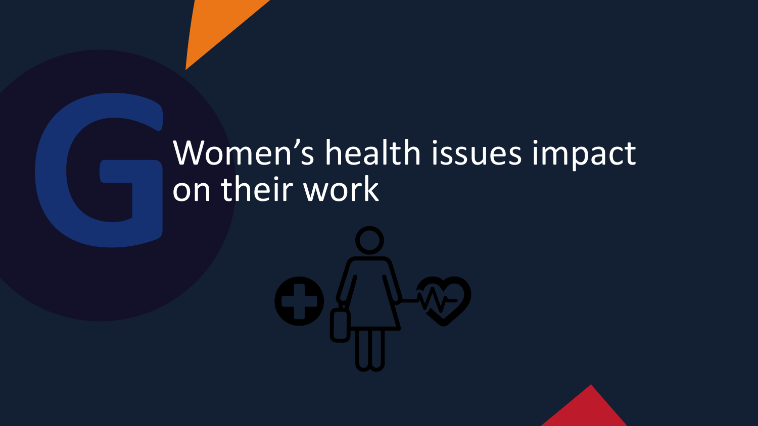# Women's health issues impact on their work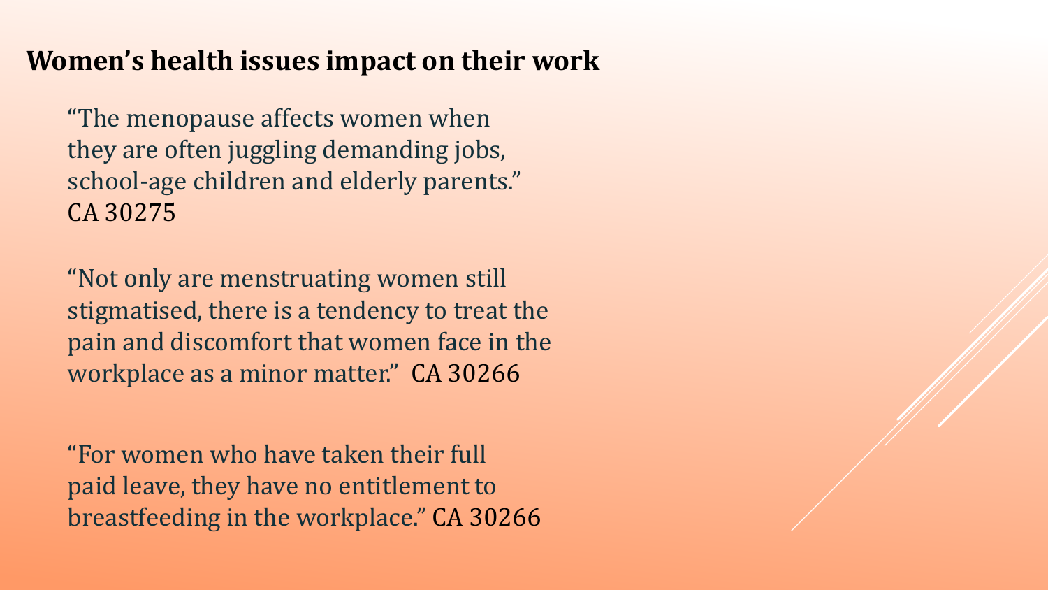## Women's health issues impact on their work

"The menopause affects women when they are often juggling demanding jobs, school-age children and elderly parents." CA 30275

"Not only are menstruating women still stigmatised, there is a tendency to treat the pain and discomfort that women face in the workplace as a minor matter." CA 30266

"For women who have taken their full paid leave, they have no entitlement to breastfeeding in the workplace." CA 30266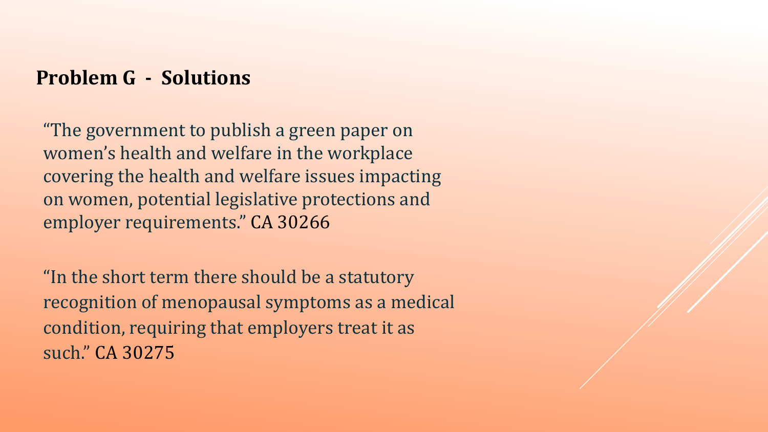## Problem G - Solutions

"The government to publish a green paper on women's health and welfare in the workplace covering the health and welfare issues impacting on women, potential legislative protections and employer requirements." CA 30266

"In the short term there should be a statutory recognition of menopausal symptoms as a medical condition, requiring that employers treat it as such." CA 30275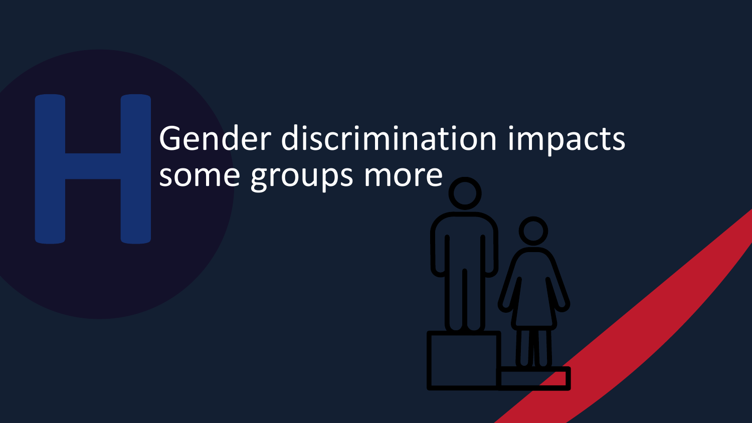# Gender discrimination impacts some groups more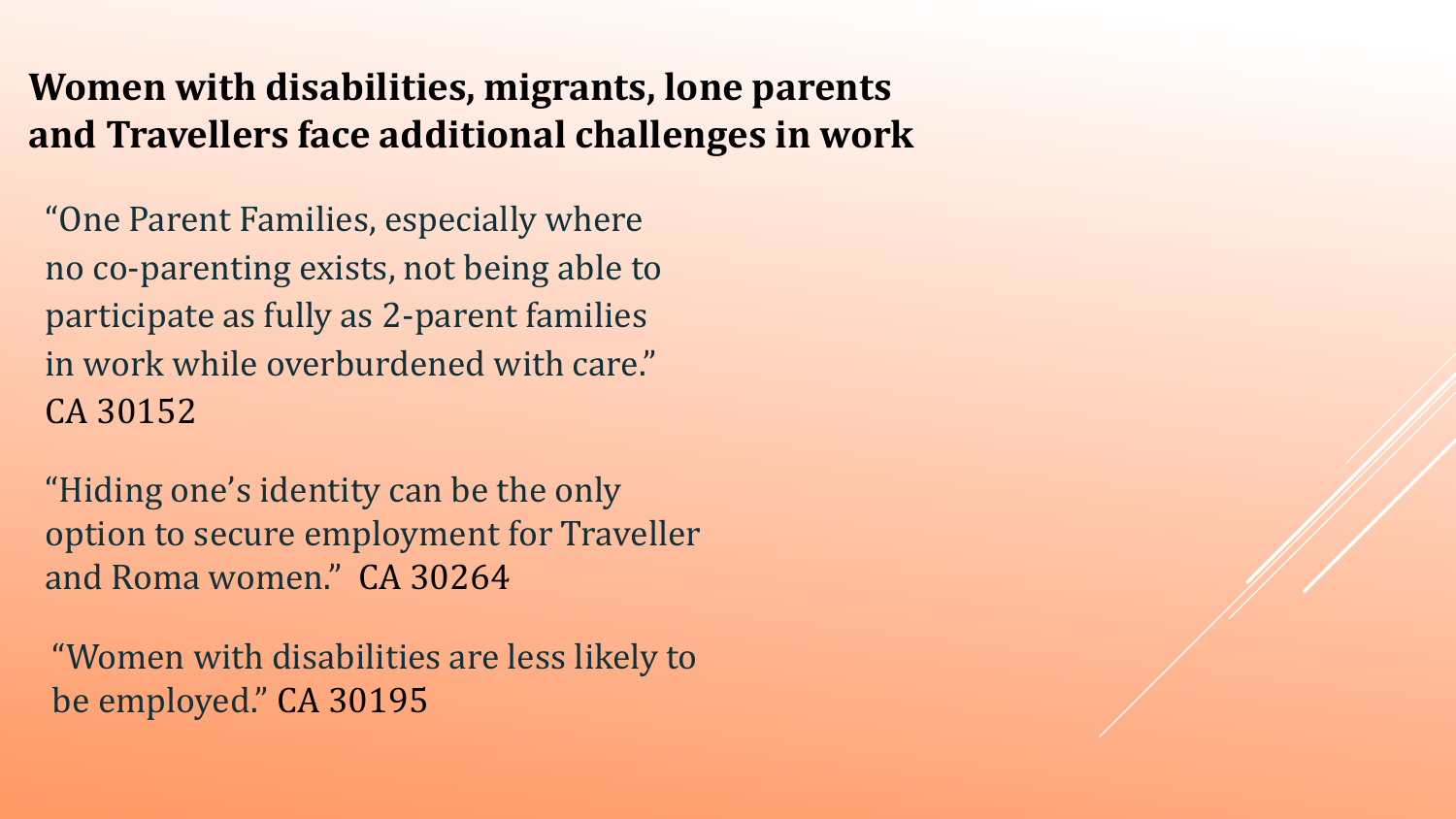## Women with disabilities, migrants, lone parents and Travellers face additional challenges in work

"One Parent Families, especially where no co-parenting exists, not being able to participate as fully as 2-parent families in work while overburdened with care." CA 30152

"Hiding one's identity can be the only option to secure employment for Traveller and Roma women." CA 30264

"Women with disabilities are less likely to be employed." CA 30195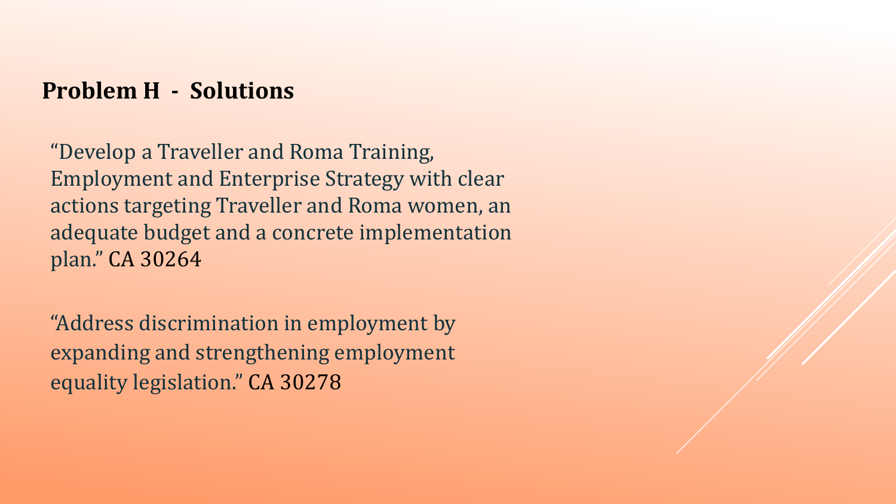## Problem H - Solutions

“Develop a Traveller and Roma Training, Employment and Enterprise Strategy with clear actions targeting Traveller and Roma women, an adequate budget and a concrete implementation plan.” CA 30264

“Address discrimination in employment by expanding and strengthening employment equality legislation.” CA 30278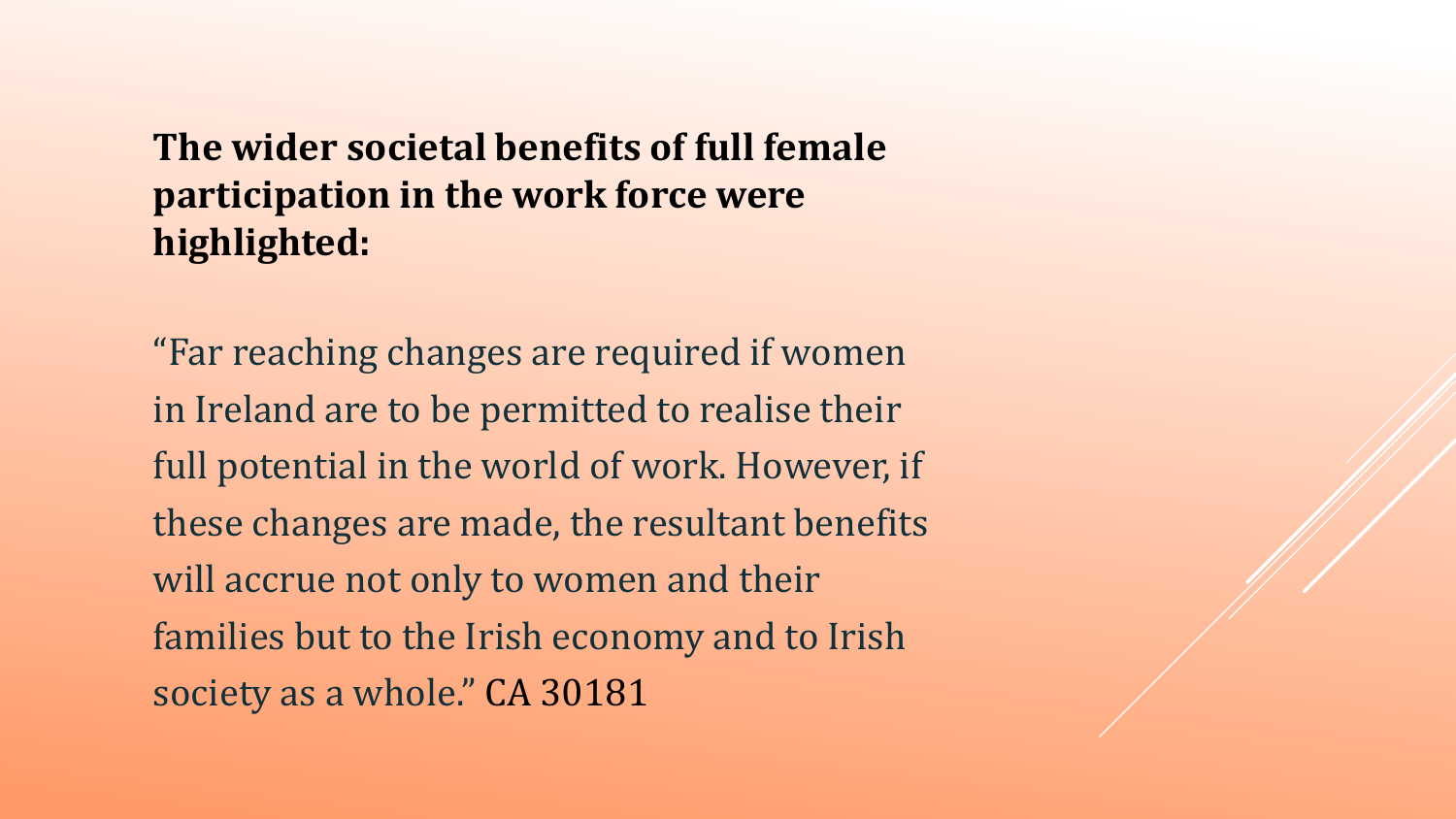**The wider societal benefits of full female participation in the work force were highlighted:**

“Far reaching changes are required if women in Ireland are to be permitted to realise their full potential in the world of work. However, if these changes are made, the resultant benefits will accrue not only to women and their families but to the Irish economy and to Irish society as a whole.” CA 30181